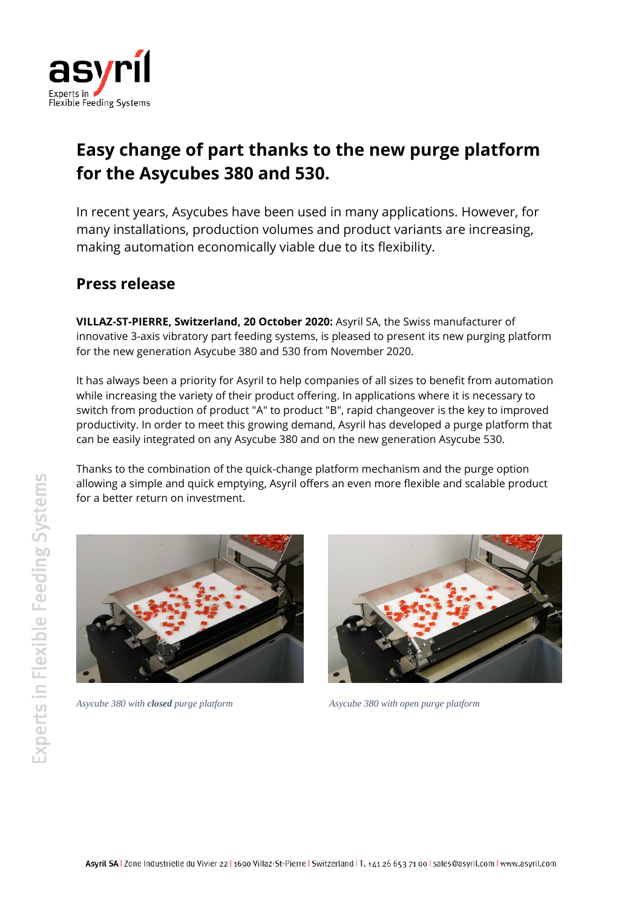# Easy change of part thanks to the new purge platform for the Asycubes 380 and 530.

In recent years, Asycubes have been used in many applications. However, for many installations, production volumes and product variants are increasing, making automation economically viable due to its flexibility.

## Press release

**VILLAZ-ST-PIERRE, Switzerland, 20 October 2020:** Asyril SA, the Swiss manufacturer of innovative 3-axis vibratory part feeding systems, is pleased to present its new purging platform for the new generation Asycube 380 and 530 from November 2020.

It has always been a priority for Asyril to help companies of all sizes to benefit from automation while increasing the variety of their product offering. In applications where it is necessary to switch from production of product "A" to product "B", rapid changeover is the key to improved productivity. In order to meet this growing demand, Asyril has developed a purge platform that can be easily integrated on any Asycube 380 and on the new generation Asycube 530.

Thanks to the combination of the quick-change platform mechanism and the purge option allowing a simple and quick emptying, Asyril offers an even more flexible and scalable product for a better return on investment.

*Asycube 380 with **closed** purge platform*

*Asycube 380 with open purge platform*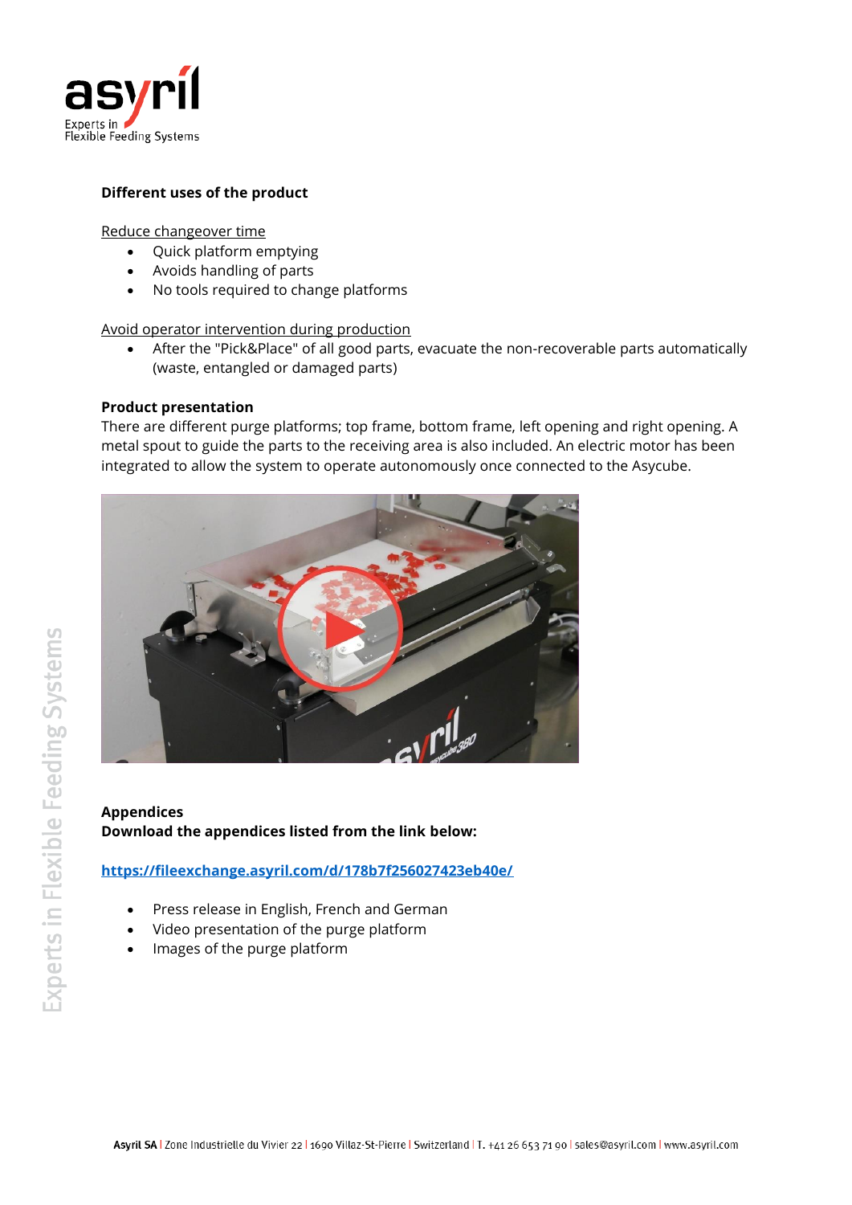**Different uses of the product**

Reduce changeover time

- Quick platform emptying
- Avoids handling of parts
- No tools required to change platforms

Avoid operator intervention during production

- After the "Pick&Place" of all good parts, evacuate the non-recoverable parts automatically (waste, entangled or damaged parts)

**Product presentation**

There are different purge platforms; top frame, bottom frame, left opening and right opening. A metal spout to guide the parts to the receiving area is also included. An electric motor has been integrated to allow the system to operate autonomously once connected to the Asycube.

**Appendices**

**Download the appendices listed from the link below:**

**https://fileexchange.asyril.com/d/178b7f256027423eb40e/**

- Press release in English, French and German
- Video presentation of the purge platform
- Images of the purge platform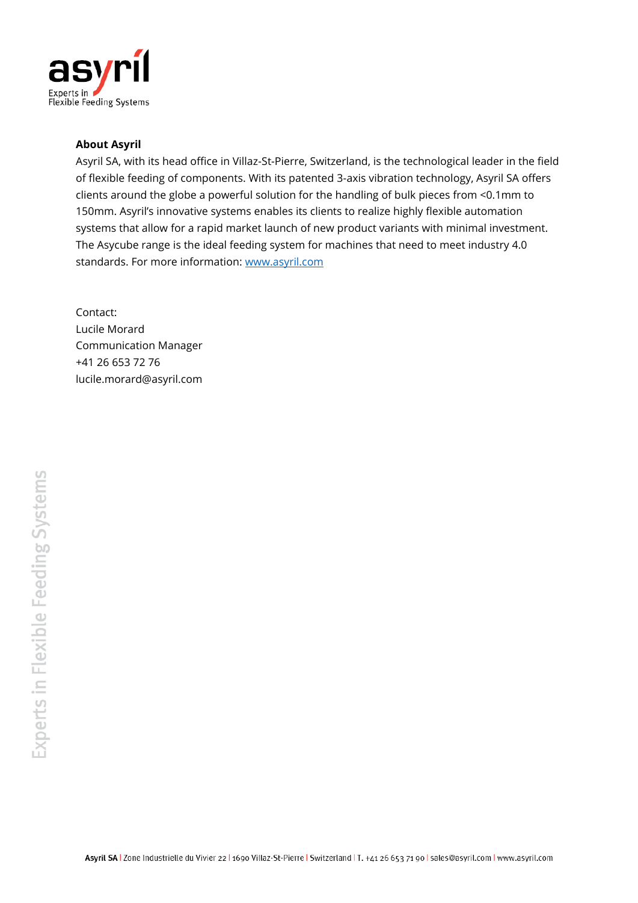**About Asyril**

Asyril SA, with its head office in Villaz-St-Pierre, Switzerland, is the technological leader in the field of flexible feeding of components. With its patented 3-axis vibration technology, Asyril SA offers clients around the globe a powerful solution for the handling of bulk pieces from <0.1mm to 150mm. Asyril's innovative systems enables its clients to realize highly flexible automation systems that allow for a rapid market launch of new product variants with minimal investment. The Asycube range is the ideal feeding system for machines that need to meet industry 4.0 standards. For more information: [www.asyril.com](http://www.asyril.com)

Contact:
Lucile Morard
Communication Manager
+41 26 653 72 76
lucile.morard@asyril.com